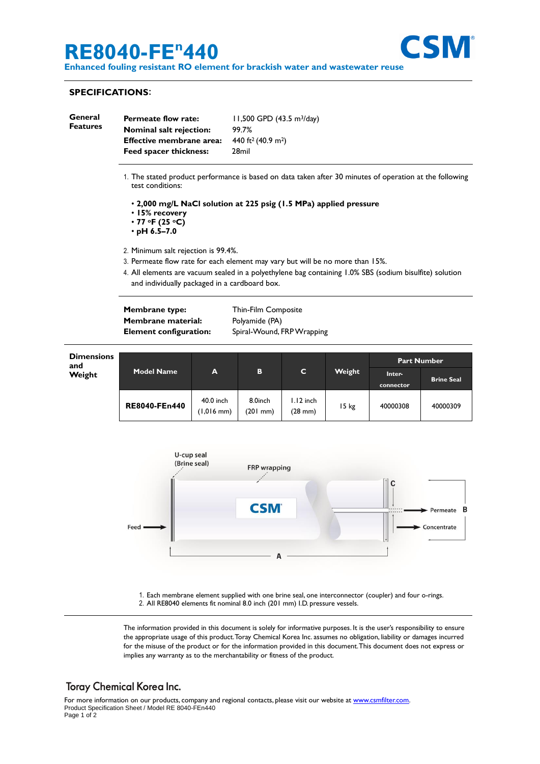# RE8040-FE$^{n}$440

**Enhanced fouling resistant RO element for brackish water and wastewater reuse**

## SPECIFICATIONS:

### General Features

| | |
|---|---|
| **Permeate flow rate:** | 11,500 GPD (43.5 $m^3$/day) |
| **Nominal salt rejection:** | 99.7% |
| **Effective membrane area:** | 440 $ft^2$ (40.9 $m^2$) |
| **Feed spacer thickness:** | 28mil |

1. The stated product performance is based on data taken after 30 minutes of operation at the following test conditions:
   - **2,000 mg/L NaCl solution at 225 psig (1.5 MPa) applied pressure**
   - **15% recovery**
   - **77 °F (25 °C)**
   - **pH 6.5–7.0**
2. Minimum salt rejection is 99.4%.
3. Permeate flow rate for each element may vary but will be no more than 15%.
4. All elements are vacuum sealed in a polyethylene bag containing 1.0% SBS (sodium bisulfite) solution and individually packaged in a cardboard box.

| | |
|---|---|
| **Membrane type:** | Thin-Film Composite |
| **Membrane material:** | Polyamide (PA) |
| **Element configuration:** | Spiral-Wound, FRP Wrapping |

### Dimensions and Weight

| Model Name | A | B | C | Weight | Part Number | |
|---|---|---|---|---|---|---|
| | | | | | Inter-connector | Brine Seal |
| **RE8040-FEn440** | 40.0 inch (1,016 mm) | 8.0inch (201 mm) | 1.12 inch (28 mm) | 15 kg | 40000308 | 40000309 |

U-cup seal (Brine seal) · FRP wrapping · Feed · Permeate · Concentrate · A · B · C

1. Each membrane element supplied with one brine seal, one interconnector (coupler) and four o-rings.
2. All RE8040 elements fit nominal 8.0 inch (201 mm) I.D. pressure vessels.

The information provided in this document is solely for informative purposes. It is the user's responsibility to ensure the appropriate usage of this product. Toray Chemical Korea Inc. assumes no obligation, liability or damages incurred for the misuse of the product or for the information provided in this document. This document does not express or implies any warranty as to the merchantability or fitness of the product.

**Toray Chemical Korea Inc.**

For more information on our products, company and regional contacts, please visit our website at www.csmfilter.com.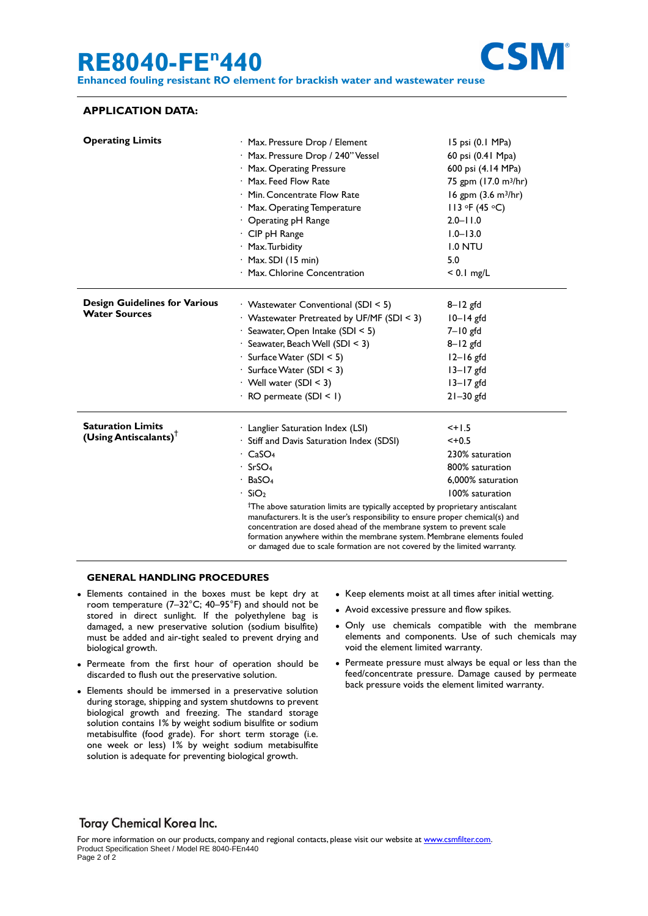# RE8040-FE$^n$440

**Enhanced fouling resistant RO element for brackish water and wastewater reuse**

CSM

## APPLICATION DATA:

| | | |
|---|---|---|
| **Operating Limits** | · Max. Pressure Drop / Element | 15 psi (0.1 MPa) |
| | · Max. Pressure Drop / 240" Vessel | 60 psi (0.41 Mpa) |
| | · Max. Operating Pressure | 600 psi (4.14 MPa) |
| | · Max. Feed Flow Rate | 75 gpm (17.0 $m^3$/hr) |
| | · Min. Concentrate Flow Rate | 16 gpm (3.6 $m^3$/hr) |
| | · Max. Operating Temperature | 113 °F (45 °C) |
| | · Operating pH Range | 2.0–11.0 |
| | · CIP pH Range | 1.0–13.0 |
| | · Max. Turbidity | 1.0 NTU |
| | · Max. SDI (15 min) | 5.0 |
| | · Max. Chlorine Concentration | < 0.1 mg/L |
| **Design Guidelines for Various Water Sources** | · Wastewater Conventional (SDI < 5) | 8–12 gfd |
| | · Wastewater Pretreated by UF/MF (SDI < 3) | 10–14 gfd |
| | · Seawater, Open Intake (SDI < 5) | 7–10 gfd |
| | · Seawater, Beach Well (SDI < 3) | 8–12 gfd |
| | · Surface Water (SDI < 5) | 12–16 gfd |
| | · Surface Water (SDI < 3) | 13–17 gfd |
| | · Well water (SDI < 3) | 13–17 gfd |
| | · RO permeate (SDI < 1) | 21–30 gfd |
| **Saturation Limits (Using Antiscalants)**† | · Langlier Saturation Index (LSI) | <+1.5 |
| | · Stiff and Davis Saturation Index (SDSI) | <+0.5 |
| | · $CaSO_4$ | 230% saturation |
| | · $SrSO_4$ | 800% saturation |
| | · $BaSO_4$ | 6,000% saturation |
| | · $SiO_2$ | 100% saturation |

†The above saturation limits are typically accepted by proprietary antiscalant manufacturers. It is the user's responsibility to ensure proper chemical(s) and concentration are dosed ahead of the membrane system to prevent scale formation anywhere within the membrane system. Membrane elements fouled or damaged due to scale formation are not covered by the limited warranty.

### GENERAL HANDLING PROCEDURES

- Elements contained in the boxes must be kept dry at room temperature (7–32°C; 40–95°F) and should not be stored in direct sunlight. If the polyethylene bag is damaged, a new preservative solution (sodium bisulfite) must be added and air-tight sealed to prevent drying and biological growth.
- Permeate from the first hour of operation should be discarded to flush out the preservative solution.
- Elements should be immersed in a preservative solution during storage, shipping and system shutdowns to prevent biological growth and freezing. The standard storage solution contains 1% by weight sodium bisulfite or sodium metabisulfite (food grade). For short term storage (i.e. one week or less) 1% by weight sodium metabisulfite solution is adequate for preventing biological growth.
- Keep elements moist at all times after initial wetting.
- Avoid excessive pressure and flow spikes.
- Only use chemicals compatible with the membrane elements and components. Use of such chemicals may void the element limited warranty.
- Permeate pressure must always be equal or less than the feed/concentrate pressure. Damage caused by permeate back pressure voids the element limited warranty.

Toray Chemical Korea Inc.

For more information on our products, company and regional contacts, please visit our website at www.csmfilter.com.
Product Specification Sheet / Model RE 8040-FEn440